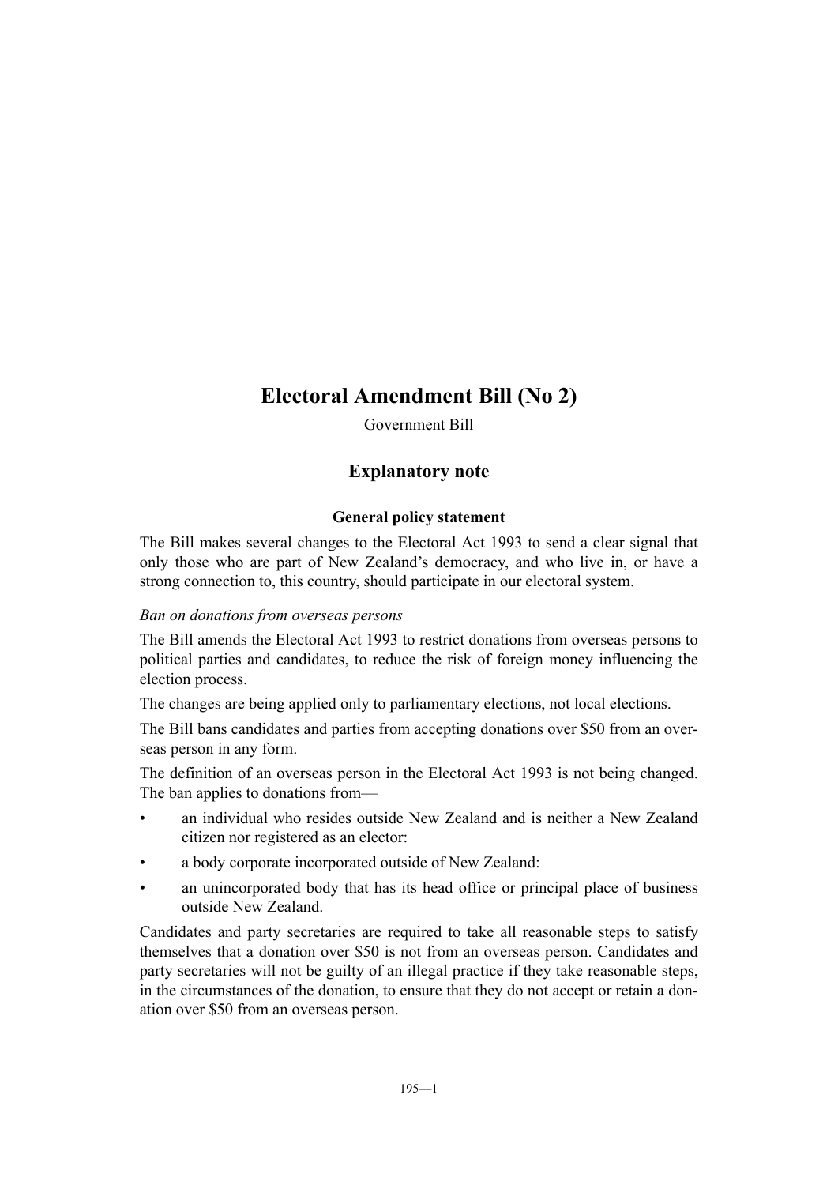# Electoral Amendment Bill (No 2)

Government Bill

## Explanatory note

### General policy statement

The Bill makes several changes to the Electoral Act 1993 to send a clear signal that only those who are part of New Zealand's democracy, and who live in, or have a strong connection to, this country, should participate in our electoral system.

*Ban on donations from overseas persons*

The Bill amends the Electoral Act 1993 to restrict donations from overseas persons to political parties and candidates, to reduce the risk of foreign money influencing the election process.

The changes are being applied only to parliamentary elections, not local elections.

The Bill bans candidates and parties from accepting donations over $50 from an overseas person in any form.

The definition of an overseas person in the Electoral Act 1993 is not being changed. The ban applies to donations from—

- an individual who resides outside New Zealand and is neither a New Zealand citizen nor registered as an elector:
- a body corporate incorporated outside of New Zealand:
- an unincorporated body that has its head office or principal place of business outside New Zealand.

Candidates and party secretaries are required to take all reasonable steps to satisfy themselves that a donation over $50 is not from an overseas person. Candidates and party secretaries will not be guilty of an illegal practice if they take reasonable steps, in the circumstances of the donation, to ensure that they do not accept or retain a donation over $50 from an overseas person.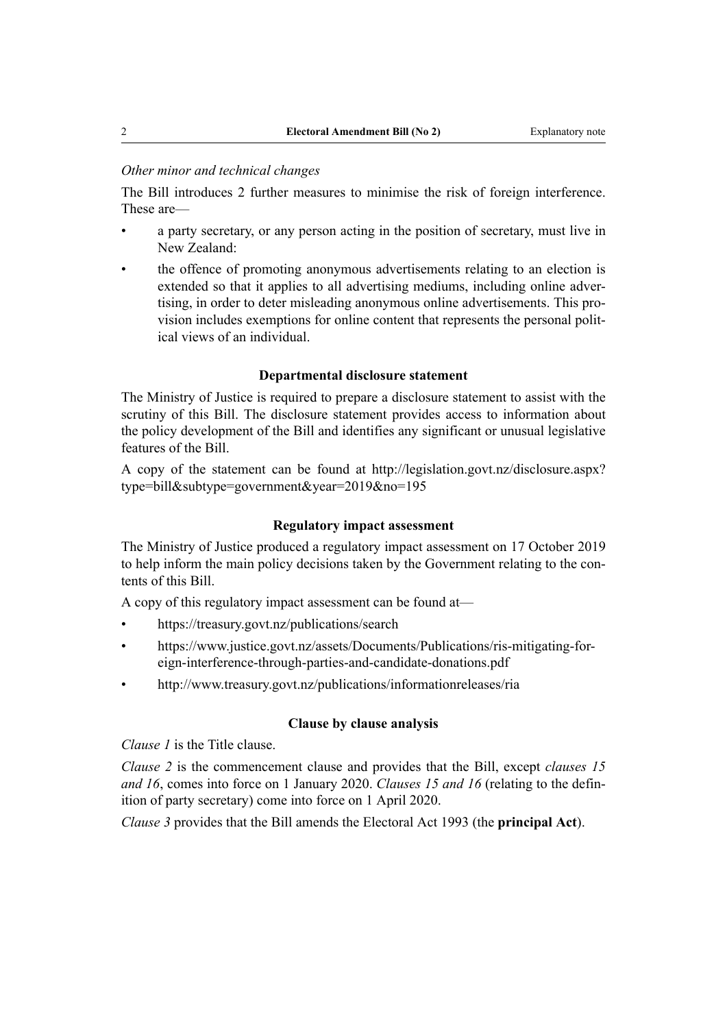*Other minor and technical changes*

The Bill introduces 2 further measures to minimise the risk of foreign interference. These are—

- a party secretary, or any person acting in the position of secretary, must live in New Zealand:
- the offence of promoting anonymous advertisements relating to an election is extended so that it applies to all advertising mediums, including online advertising, in order to deter misleading anonymous online advertisements. This provision includes exemptions for online content that represents the personal political views of an individual.

### Departmental disclosure statement

The Ministry of Justice is required to prepare a disclosure statement to assist with the scrutiny of this Bill. The disclosure statement provides access to information about the policy development of the Bill and identifies any significant or unusual legislative features of the Bill.

A copy of the statement can be found at http://legislation.govt.nz/disclosure.aspx?type=bill&subtype=government&year=2019&no=195

### Regulatory impact assessment

The Ministry of Justice produced a regulatory impact assessment on 17 October 2019 to help inform the main policy decisions taken by the Government relating to the contents of this Bill.

A copy of this regulatory impact assessment can be found at—

- https://treasury.govt.nz/publications/search
- https://www.justice.govt.nz/assets/Documents/Publications/ris-mitigating-foreign-interference-through-parties-and-candidate-donations.pdf
- http://www.treasury.govt.nz/publications/informationreleases/ria

### Clause by clause analysis

*Clause 1* is the Title clause.

*Clause 2* is the commencement clause and provides that the Bill, except *clauses 15 and 16*, comes into force on 1 January 2020. *Clauses 15 and 16* (relating to the definition of party secretary) come into force on 1 April 2020.

*Clause 3* provides that the Bill amends the Electoral Act 1993 (the **principal Act**).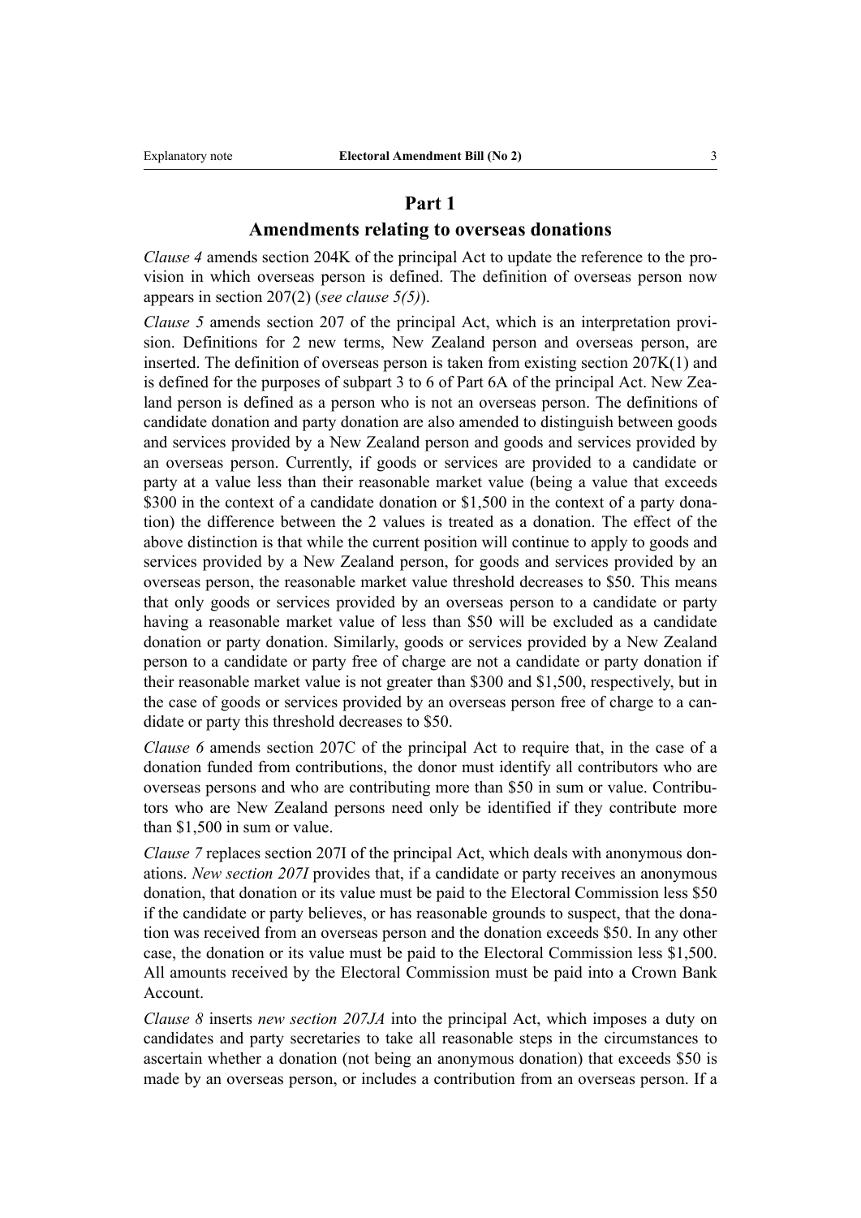## Part 1

### Amendments relating to overseas donations

*Clause 4* amends section 204K of the principal Act to update the reference to the provision in which overseas person is defined. The definition of overseas person now appears in section 207(2) (*see clause 5(5)*).

*Clause 5* amends section 207 of the principal Act, which is an interpretation provision. Definitions for 2 new terms, New Zealand person and overseas person, are inserted. The definition of overseas person is taken from existing section 207K(1) and is defined for the purposes of subpart 3 to 6 of Part 6A of the principal Act. New Zealand person is defined as a person who is not an overseas person. The definitions of candidate donation and party donation are also amended to distinguish between goods and services provided by a New Zealand person and goods and services provided by an overseas person. Currently, if goods or services are provided to a candidate or party at a value less than their reasonable market value (being a value that exceeds \$300 in the context of a candidate donation or \$1,500 in the context of a party donation) the difference between the 2 values is treated as a donation. The effect of the above distinction is that while the current position will continue to apply to goods and services provided by a New Zealand person, for goods and services provided by an overseas person, the reasonable market value threshold decreases to \$50. This means that only goods or services provided by an overseas person to a candidate or party having a reasonable market value of less than \$50 will be excluded as a candidate donation or party donation. Similarly, goods or services provided by a New Zealand person to a candidate or party free of charge are not a candidate or party donation if their reasonable market value is not greater than \$300 and \$1,500, respectively, but in the case of goods or services provided by an overseas person free of charge to a candidate or party this threshold decreases to \$50.

*Clause 6* amends section 207C of the principal Act to require that, in the case of a donation funded from contributions, the donor must identify all contributors who are overseas persons and who are contributing more than \$50 in sum or value. Contributors who are New Zealand persons need only be identified if they contribute more than \$1,500 in sum or value.

*Clause 7* replaces section 207I of the principal Act, which deals with anonymous donations. *New section 207I* provides that, if a candidate or party receives an anonymous donation, that donation or its value must be paid to the Electoral Commission less \$50 if the candidate or party believes, or has reasonable grounds to suspect, that the donation was received from an overseas person and the donation exceeds \$50. In any other case, the donation or its value must be paid to the Electoral Commission less \$1,500. All amounts received by the Electoral Commission must be paid into a Crown Bank Account.

*Clause 8* inserts *new section 207JA* into the principal Act, which imposes a duty on candidates and party secretaries to take all reasonable steps in the circumstances to ascertain whether a donation (not being an anonymous donation) that exceeds \$50 is made by an overseas person, or includes a contribution from an overseas person. If a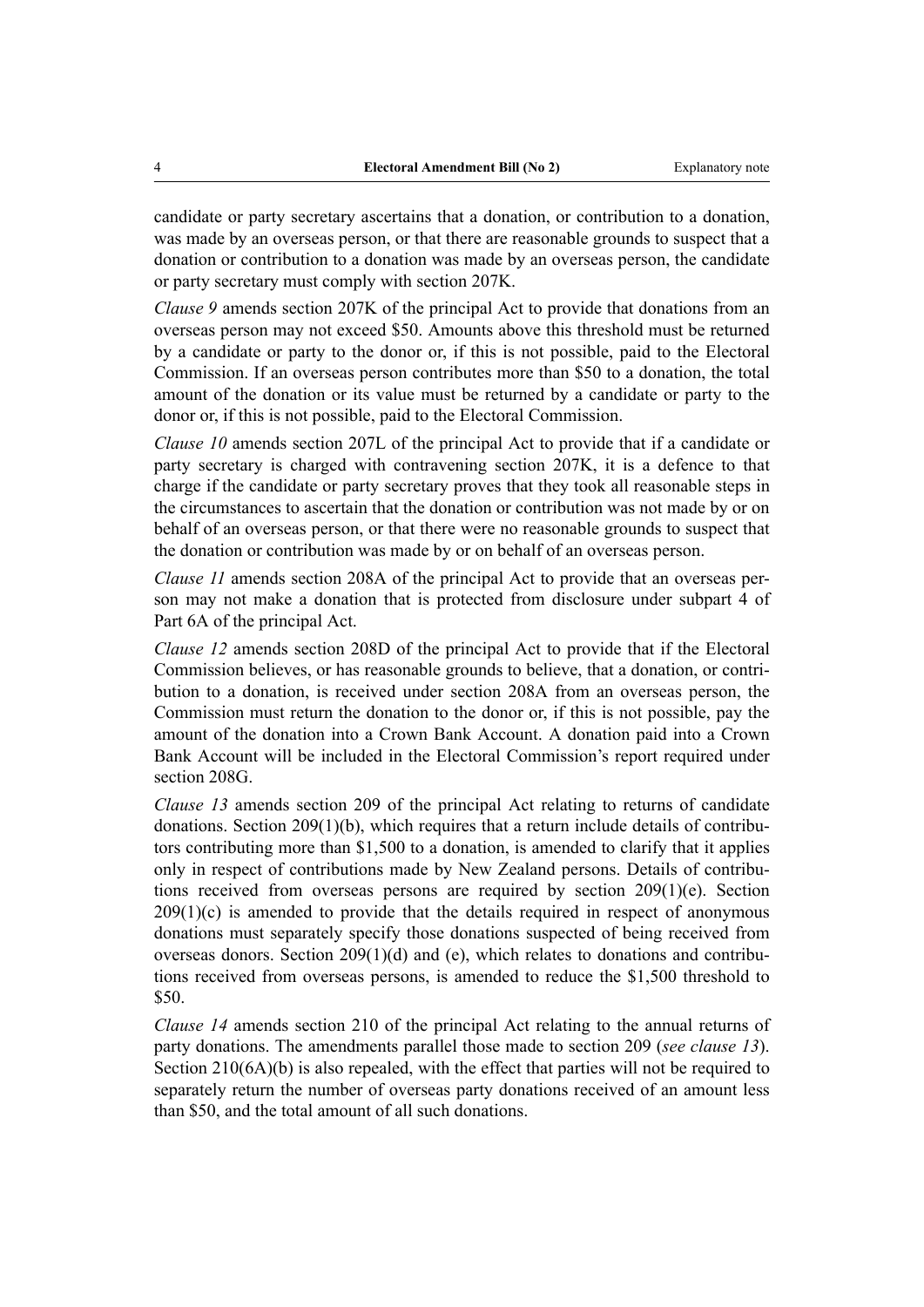candidate or party secretary ascertains that a donation, or contribution to a donation, was made by an overseas person, or that there are reasonable grounds to suspect that a donation or contribution to a donation was made by an overseas person, the candidate or party secretary must comply with section 207K.

*Clause 9* amends section 207K of the principal Act to provide that donations from an overseas person may not exceed $50. Amounts above this threshold must be returned by a candidate or party to the donor or, if this is not possible, paid to the Electoral Commission. If an overseas person contributes more than $50 to a donation, the total amount of the donation or its value must be returned by a candidate or party to the donor or, if this is not possible, paid to the Electoral Commission.

*Clause 10* amends section 207L of the principal Act to provide that if a candidate or party secretary is charged with contravening section 207K, it is a defence to that charge if the candidate or party secretary proves that they took all reasonable steps in the circumstances to ascertain that the donation or contribution was not made by or on behalf of an overseas person, or that there were no reasonable grounds to suspect that the donation or contribution was made by or on behalf of an overseas person.

*Clause 11* amends section 208A of the principal Act to provide that an overseas person may not make a donation that is protected from disclosure under subpart 4 of Part 6A of the principal Act.

*Clause 12* amends section 208D of the principal Act to provide that if the Electoral Commission believes, or has reasonable grounds to believe, that a donation, or contribution to a donation, is received under section 208A from an overseas person, the Commission must return the donation to the donor or, if this is not possible, pay the amount of the donation into a Crown Bank Account. A donation paid into a Crown Bank Account will be included in the Electoral Commission's report required under section 208G.

*Clause 13* amends section 209 of the principal Act relating to returns of candidate donations. Section 209(1)(b), which requires that a return include details of contributors contributing more than $1,500 to a donation, is amended to clarify that it applies only in respect of contributions made by New Zealand persons. Details of contributions received from overseas persons are required by section 209(1)(e). Section 209(1)(c) is amended to provide that the details required in respect of anonymous donations must separately specify those donations suspected of being received from overseas donors. Section 209(1)(d) and (e), which relates to donations and contributions received from overseas persons, is amended to reduce the $1,500 threshold to $50.

*Clause 14* amends section 210 of the principal Act relating to the annual returns of party donations. The amendments parallel those made to section 209 (*see clause 13*). Section 210(6A)(b) is also repealed, with the effect that parties will not be required to separately return the number of overseas party donations received of an amount less than $50, and the total amount of all such donations.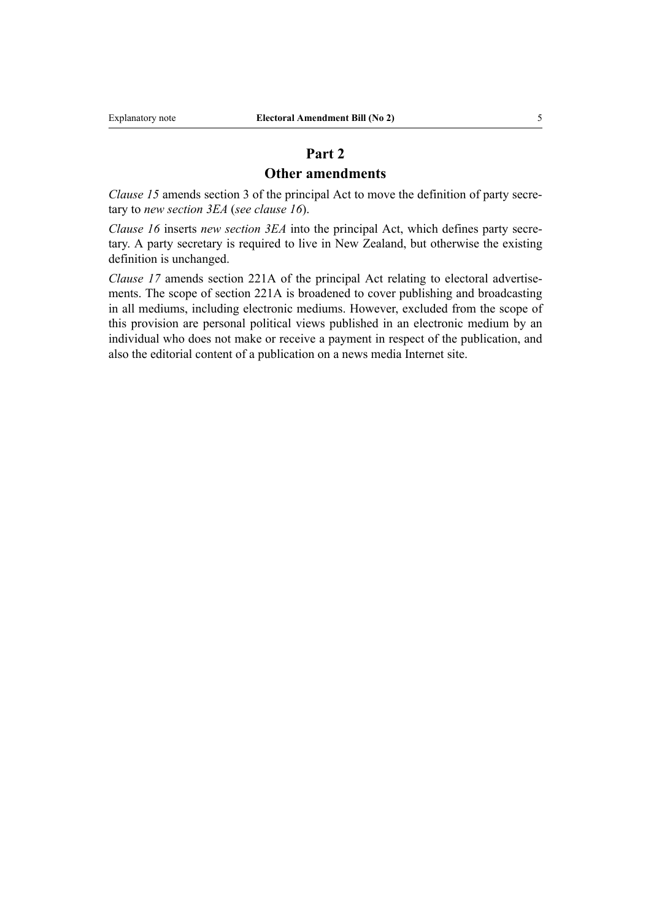## Part 2

## Other amendments

*Clause 15* amends section 3 of the principal Act to move the definition of party secretary to *new section 3EA* (*see clause 16*).

*Clause 16* inserts *new section 3EA* into the principal Act, which defines party secretary. A party secretary is required to live in New Zealand, but otherwise the existing definition is unchanged.

*Clause 17* amends section 221A of the principal Act relating to electoral advertisements. The scope of section 221A is broadened to cover publishing and broadcasting in all mediums, including electronic mediums. However, excluded from the scope of this provision are personal political views published in an electronic medium by an individual who does not make or receive a payment in respect of the publication, and also the editorial content of a publication on a news media Internet site.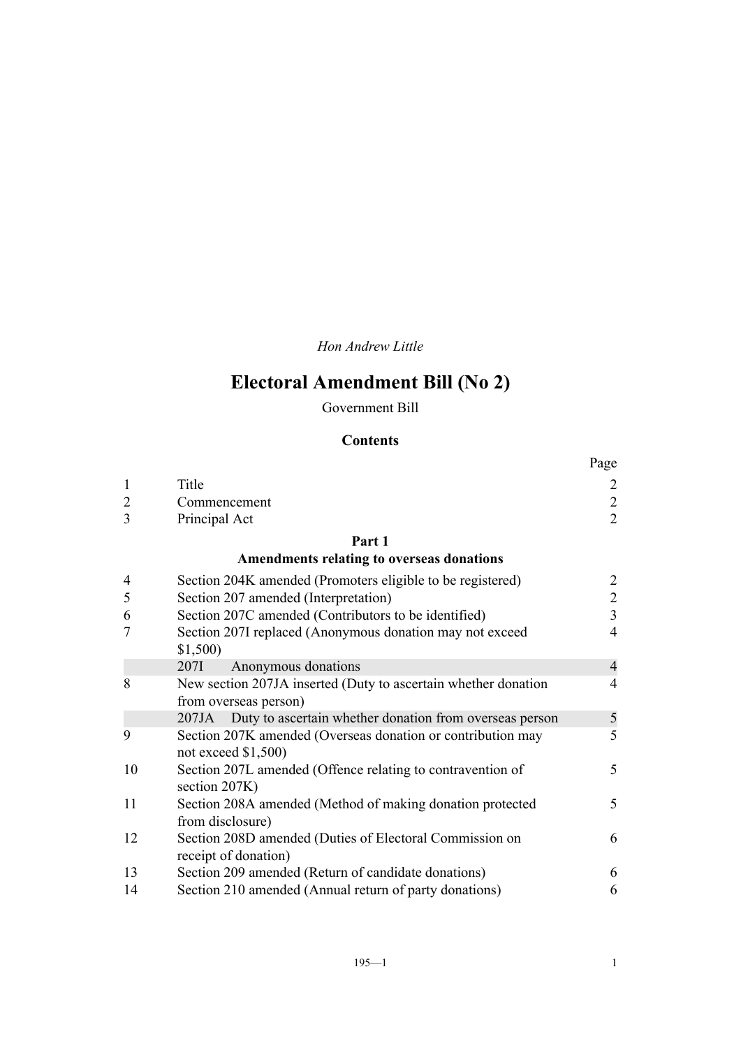*Hon Andrew Little*

# Electoral Amendment Bill (No 2)

Government Bill

## Contents

| | | Page |
|---|---|---|
| 1 | Title | 2 |
| 2 | Commencement | 2 |
| 3 | Principal Act | 2 |
| | **Part 1** **Amendments relating to overseas donations** | |
| 4 | Section 204K amended (Promoters eligible to be registered) | 2 |
| 5 | Section 207 amended (Interpretation) | 2 |
| 6 | Section 207C amended (Contributors to be identified) | 3 |
| 7 | Section 207I replaced (Anonymous donation may not exceed $1,500) | 4 |
| | 207I Anonymous donations | 4 |
| 8 | New section 207JA inserted (Duty to ascertain whether donation from overseas person) | 4 |
| | 207JA Duty to ascertain whether donation from overseas person | 5 |
| 9 | Section 207K amended (Overseas donation or contribution may not exceed $1,500) | 5 |
| 10 | Section 207L amended (Offence relating to contravention of section 207K) | 5 |
| 11 | Section 208A amended (Method of making donation protected from disclosure) | 5 |
| 12 | Section 208D amended (Duties of Electoral Commission on receipt of donation) | 6 |
| 13 | Section 209 amended (Return of candidate donations) | 6 |
| 14 | Section 210 amended (Annual return of party donations) | 6 |

195—1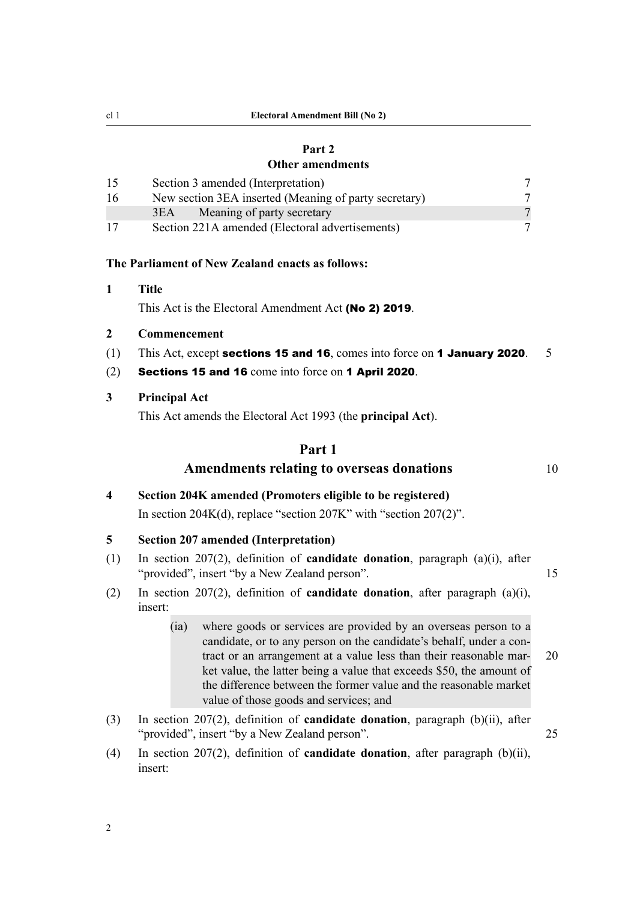## Part 2
## Other amendments

| | | |
|---|---|---|
| 15 | Section 3 amended (Interpretation) | 7 |
| 16 | New section 3EA inserted (Meaning of party secretary) | 7 |
| | 3EA Meaning of party secretary | 7 |
| 17 | Section 221A amended (Electoral advertisements) | 7 |

**The Parliament of New Zealand enacts as follows:**

**1 Title**

This Act is the Electoral Amendment Act **(No 2) 2019**.

**2 Commencement**

(1) This Act, except **sections 15 and 16**, comes into force on **1 January 2020**.

(2) **Sections 15 and 16** come into force on **1 April 2020**.

**3 Principal Act**

This Act amends the Electoral Act 1993 (the **principal Act**).

# Part 1
# Amendments relating to overseas donations

**4 Section 204K amended (Promoters eligible to be registered)**

In section 204K(d), replace "section 207K" with "section 207(2)".

**5 Section 207 amended (Interpretation)**

(1) In section 207(2), definition of **candidate donation**, paragraph (a)(i), after "provided", insert "by a New Zealand person".

(2) In section 207(2), definition of **candidate donation**, after paragraph (a)(i), insert:

> (ia) where goods or services are provided by an overseas person to a candidate, or to any person on the candidate's behalf, under a contract or an arrangement at a value less than their reasonable market value, the latter being a value that exceeds $50, the amount of the difference between the former value and the reasonable market value of those goods and services; and

(3) In section 207(2), definition of **candidate donation**, paragraph (b)(ii), after "provided", insert "by a New Zealand person".

(4) In section 207(2), definition of **candidate donation**, after paragraph (b)(ii), insert: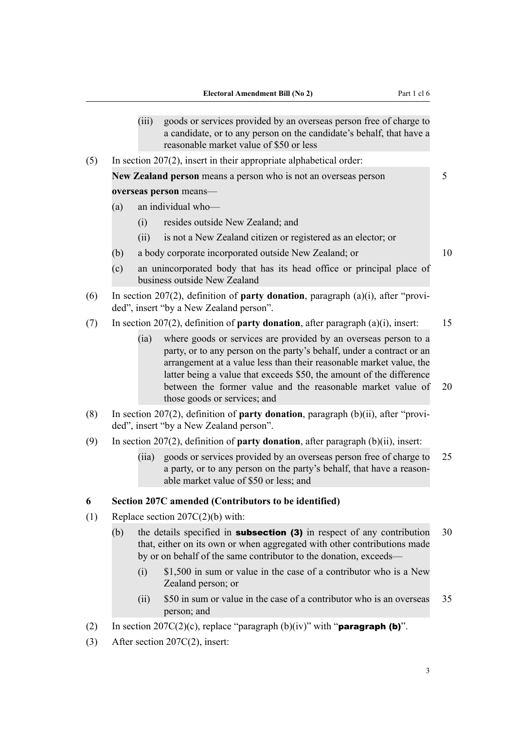(iii) goods or services provided by an overseas person free of charge to a candidate, or to any person on the candidate's behalf, that have a reasonable market value of $50 or less

(5) In section 207(2), insert in their appropriate alphabetical order:

**New Zealand person** means a person who is not an overseas person

**overseas person** means—

(a) an individual who—

(i) resides outside New Zealand; and

(ii) is not a New Zealand citizen or registered as an elector; or

(b) a body corporate incorporated outside New Zealand; or

(c) an unincorporated body that has its head office or principal place of business outside New Zealand

(6) In section 207(2), definition of **party donation**, paragraph (a)(i), after "provided", insert "by a New Zealand person".

(7) In section 207(2), definition of **party donation**, after paragraph (a)(i), insert:

(ia) where goods or services are provided by an overseas person to a party, or to any person on the party's behalf, under a contract or an arrangement at a value less than their reasonable market value, the latter being a value that exceeds $50, the amount of the difference between the former value and the reasonable market value of those goods or services; and

(8) In section 207(2), definition of **party donation**, paragraph (b)(ii), after "provided", insert "by a New Zealand person".

(9) In section 207(2), definition of **party donation**, after paragraph (b)(ii), insert:

(iia) goods or services provided by an overseas person free of charge to a party, or to any person on the party's behalf, that have a reasonable market value of $50 or less; and

### 6 Section 207C amended (Contributors to be identified)

(1) Replace section 207C(2)(b) with:

(b) the details specified in **subsection (3)** in respect of any contribution that, either on its own or when aggregated with other contributions made by or on behalf of the same contributor to the donation, exceeds—

(i) $1,500 in sum or value in the case of a contributor who is a New Zealand person; or

(ii) $50 in sum or value in the case of a contributor who is an overseas person; and

(2) In section 207C(2)(c), replace "paragraph (b)(iv)" with "**paragraph (b)**".

(3) After section 207C(2), insert: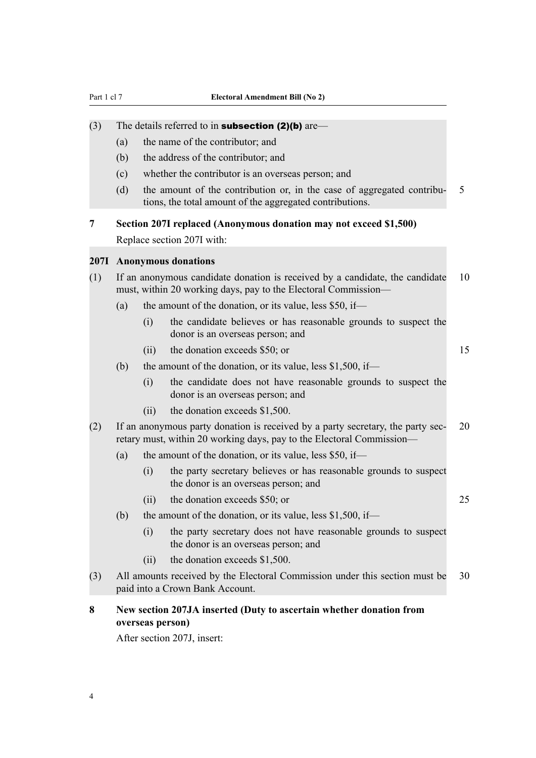(3) The details referred to in **subsection (2)(b)** are—

(a) the name of the contributor; and

(b) the address of the contributor; and

(c) whether the contributor is an overseas person; and

(d) the amount of the contribution or, in the case of aggregated contributions, the total amount of the aggregated contributions.

**7 Section 207I replaced (Anonymous donation may not exceed $1,500)**

Replace section 207I with:

**207I Anonymous donations**

(1) If an anonymous candidate donation is received by a candidate, the candidate must, within 20 working days, pay to the Electoral Commission—

(a) the amount of the donation, or its value, less $50, if—

(i) the candidate believes or has reasonable grounds to suspect the donor is an overseas person; and

(ii) the donation exceeds $50; or

(b) the amount of the donation, or its value, less $1,500, if—

(i) the candidate does not have reasonable grounds to suspect the donor is an overseas person; and

(ii) the donation exceeds $1,500.

(2) If an anonymous party donation is received by a party secretary, the party secretary must, within 20 working days, pay to the Electoral Commission—

(a) the amount of the donation, or its value, less $50, if—

(i) the party secretary believes or has reasonable grounds to suspect the donor is an overseas person; and

(ii) the donation exceeds $50; or

(b) the amount of the donation, or its value, less $1,500, if—

(i) the party secretary does not have reasonable grounds to suspect the donor is an overseas person; and

(ii) the donation exceeds $1,500.

(3) All amounts received by the Electoral Commission under this section must be paid into a Crown Bank Account.

**8 New section 207JA inserted (Duty to ascertain whether donation from overseas person)**

After section 207J, insert: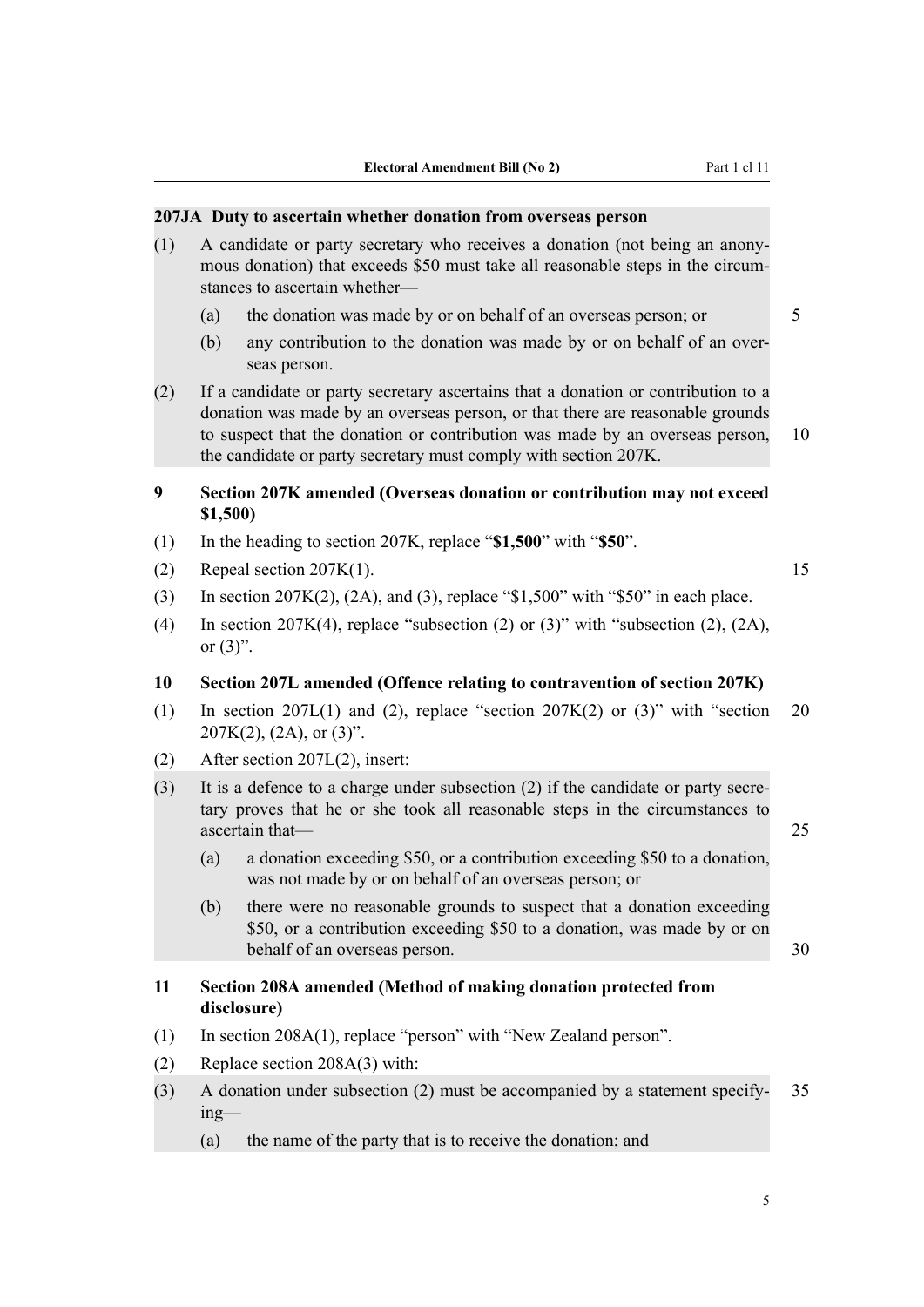#### 207JA Duty to ascertain whether donation from overseas person

(1) A candidate or party secretary who receives a donation (not being an anonymous donation) that exceeds $50 must take all reasonable steps in the circumstances to ascertain whether—

(a) the donation was made by or on behalf of an overseas person; or

(b) any contribution to the donation was made by or on behalf of an overseas person.

(2) If a candidate or party secretary ascertains that a donation or contribution to a donation was made by an overseas person, or that there are reasonable grounds to suspect that the donation or contribution was made by an overseas person, the candidate or party secretary must comply with section 207K.

### 9 Section 207K amended (Overseas donation or contribution may not exceed $1,500)

(1) In the heading to section 207K, replace "**$1,500**" with "**$50**".

(2) Repeal section 207K(1).

(3) In section 207K(2), (2A), and (3), replace "$1,500" with "$50" in each place.

(4) In section 207K(4), replace "subsection (2) or (3)" with "subsection (2), (2A), or (3)".

### 10 Section 207L amended (Offence relating to contravention of section 207K)

(1) In section 207L(1) and (2), replace "section 207K(2) or (3)" with "section 207K(2), (2A), or (3)".

(2) After section 207L(2), insert:

(3) It is a defence to a charge under subsection (2) if the candidate or party secretary proves that he or she took all reasonable steps in the circumstances to ascertain that—

(a) a donation exceeding $50, or a contribution exceeding $50 to a donation, was not made by or on behalf of an overseas person; or

(b) there were no reasonable grounds to suspect that a donation exceeding $50, or a contribution exceeding $50 to a donation, was made by or on behalf of an overseas person.

### 11 Section 208A amended (Method of making donation protected from disclosure)

(1) In section 208A(1), replace "person" with "New Zealand person".

(2) Replace section 208A(3) with:

(3) A donation under subsection (2) must be accompanied by a statement specifying—

(a) the name of the party that is to receive the donation; and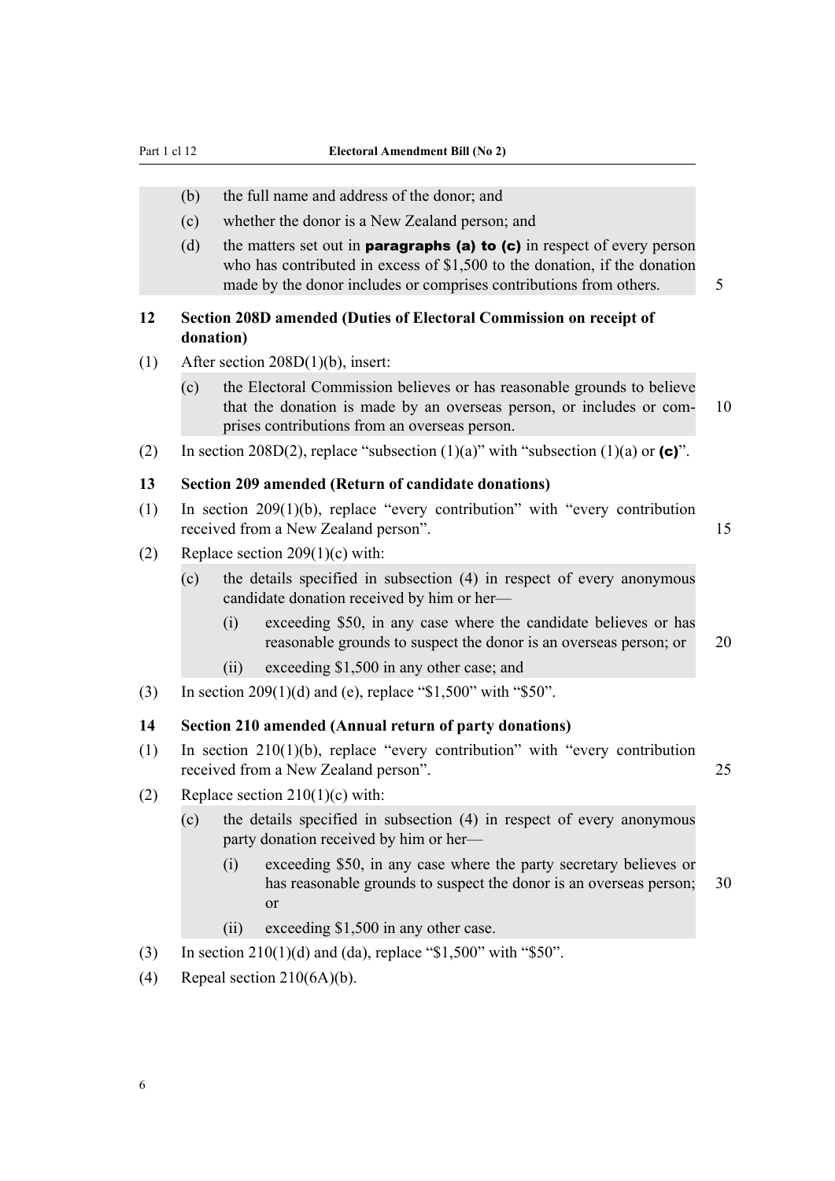(b) the full name and address of the donor; and

(c) whether the donor is a New Zealand person; and

(d) the matters set out in **paragraphs (a) to (c)** in respect of every person who has contributed in excess of $1,500 to the donation, if the donation made by the donor includes or comprises contributions from others.

### 12 Section 208D amended (Duties of Electoral Commission on receipt of donation)

(1) After section 208D(1)(b), insert:

(c) the Electoral Commission believes or has reasonable grounds to believe that the donation is made by an overseas person, or includes or comprises contributions from an overseas person.

(2) In section 208D(2), replace "subsection (1)(a)" with "subsection (1)(a) or **(c)**".

### 13 Section 209 amended (Return of candidate donations)

(1) In section 209(1)(b), replace "every contribution" with "every contribution received from a New Zealand person".

(2) Replace section 209(1)(c) with:

(c) the details specified in subsection (4) in respect of every anonymous candidate donation received by him or her—

(i) exceeding $50, in any case where the candidate believes or has reasonable grounds to suspect the donor is an overseas person; or

(ii) exceeding $1,500 in any other case; and

(3) In section 209(1)(d) and (e), replace "$1,500" with "$50".

### 14 Section 210 amended (Annual return of party donations)

(1) In section 210(1)(b), replace "every contribution" with "every contribution received from a New Zealand person".

(2) Replace section 210(1)(c) with:

(c) the details specified in subsection (4) in respect of every anonymous party donation received by him or her—

(i) exceeding $50, in any case where the party secretary believes or has reasonable grounds to suspect the donor is an overseas person; or

(ii) exceeding $1,500 in any other case.

(3) In section 210(1)(d) and (da), replace "$1,500" with "$50".

(4) Repeal section 210(6A)(b).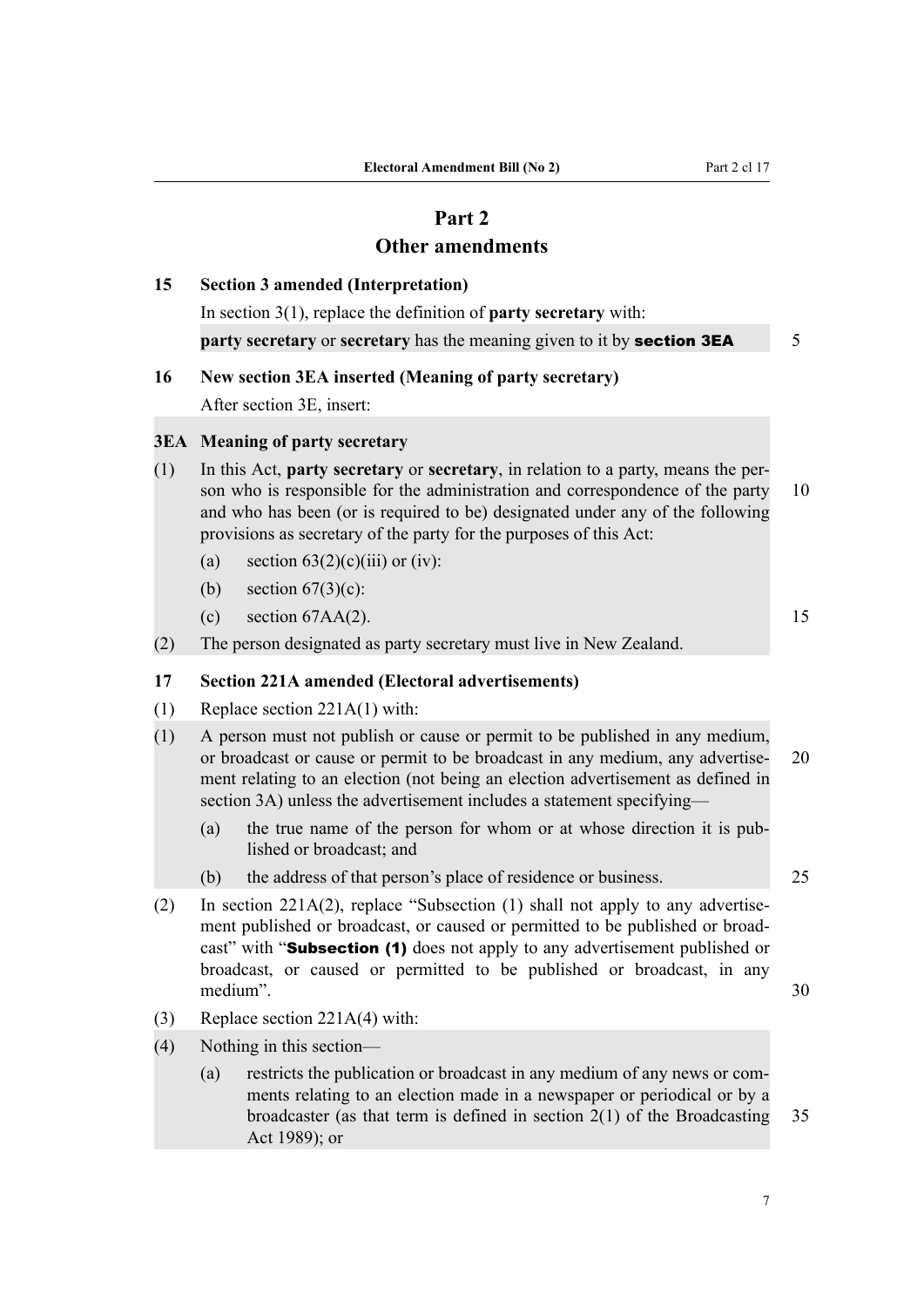# Part 2
## Other amendments

**15 Section 3 amended (Interpretation)**

In section 3(1), replace the definition of **party secretary** with:

**party secretary** or **secretary** has the meaning given to it by **section 3EA**

**16 New section 3EA inserted (Meaning of party secretary)**

After section 3E, insert:

**3EA Meaning of party secretary**

(1) In this Act, **party secretary** or **secretary**, in relation to a party, means the person who is responsible for the administration and correspondence of the party and who has been (or is required to be) designated under any of the following provisions as secretary of the party for the purposes of this Act:

- (a) section 63(2)(c)(iii) or (iv):
- (b) section 67(3)(c):
- (c) section 67AA(2).

(2) The person designated as party secretary must live in New Zealand.

**17 Section 221A amended (Electoral advertisements)**

(1) Replace section 221A(1) with:

(1) A person must not publish or cause or permit to be published in any medium, or broadcast or cause or permit to be broadcast in any medium, any advertisement relating to an election (not being an election advertisement as defined in section 3A) unless the advertisement includes a statement specifying—

- (a) the true name of the person for whom or at whose direction it is published or broadcast; and
- (b) the address of that person's place of residence or business.

(2) In section 221A(2), replace "Subsection (1) shall not apply to any advertisement published or broadcast, or caused or permitted to be published or broadcast" with "**Subsection (1)** does not apply to any advertisement published or broadcast, or caused or permitted to be published or broadcast, in any medium".

(3) Replace section 221A(4) with:

(4) Nothing in this section—

- (a) restricts the publication or broadcast in any medium of any news or comments relating to an election made in a newspaper or periodical or by a broadcaster (as that term is defined in section 2(1) of the Broadcasting Act 1989); or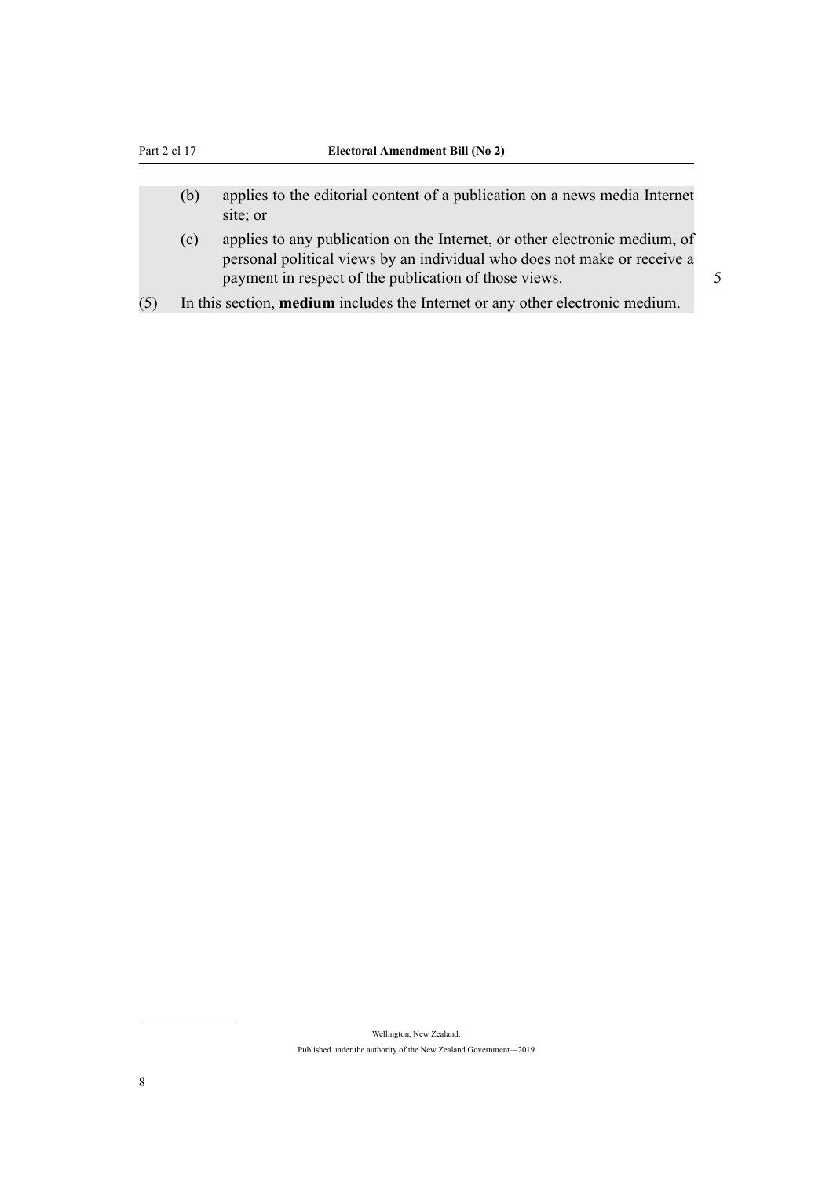(b) applies to the editorial content of a publication on a news media Internet site; or

(c) applies to any publication on the Internet, or other electronic medium, of personal political views by an individual who does not make or receive a payment in respect of the publication of those views.

(5) In this section, **medium** includes the Internet or any other electronic medium.

Wellington, New Zealand:

Published under the authority of the New Zealand Government—2019